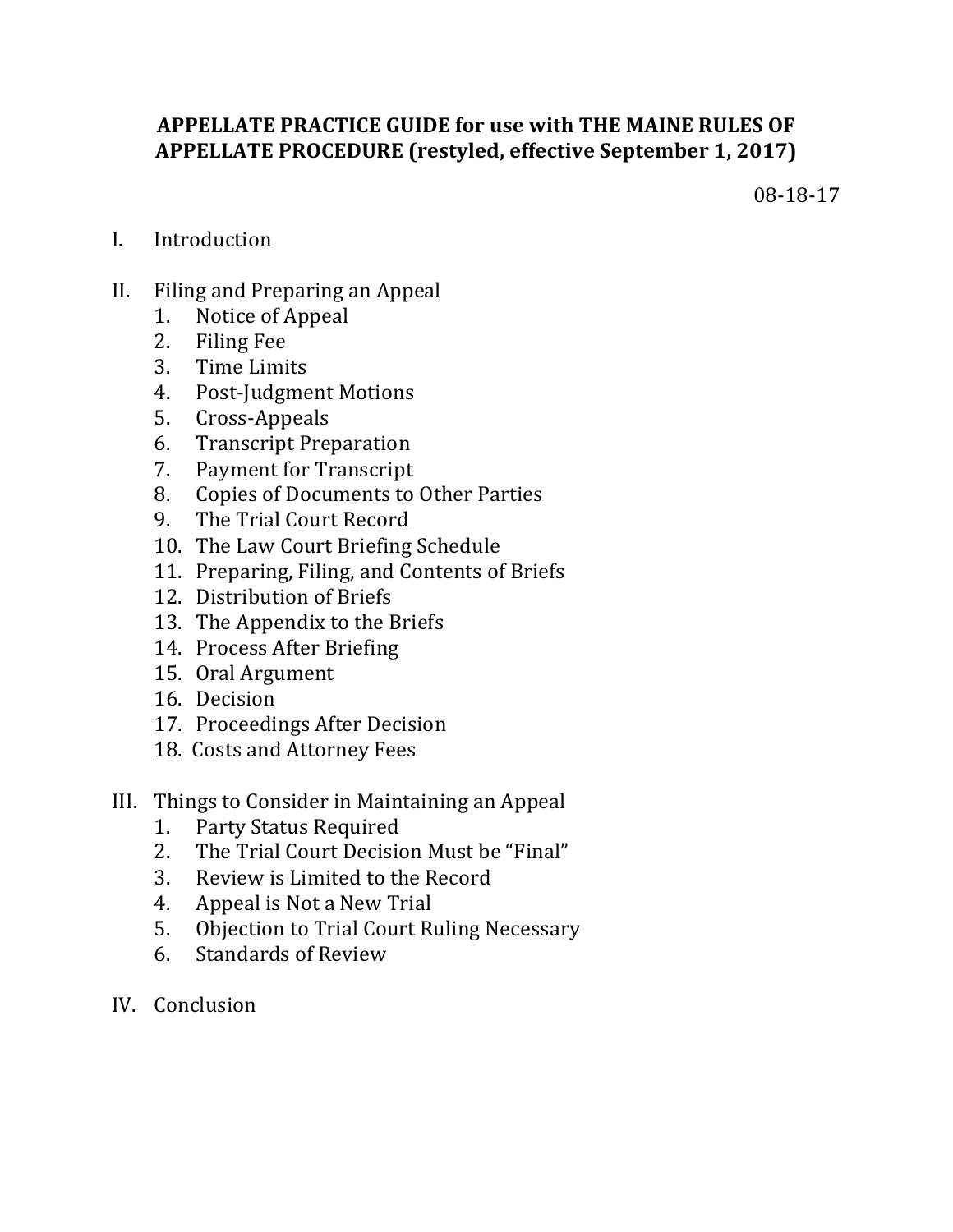# APPELLATE PRACTICE GUIDE for use with THE MAINE RULES OF APPELLATE PROCEDURE (restyled, effective September 1, 2017)

08-18-17

I. Introduction

II. Filing and Preparing an Appeal
   1. Notice of Appeal
   2. Filing Fee
   3. Time Limits
   4. Post-Judgment Motions
   5. Cross-Appeals
   6. Transcript Preparation
   7. Payment for Transcript
   8. Copies of Documents to Other Parties
   9. The Trial Court Record
   10. The Law Court Briefing Schedule
   11. Preparing, Filing, and Contents of Briefs
   12. Distribution of Briefs
   13. The Appendix to the Briefs
   14. Process After Briefing
   15. Oral Argument
   16. Decision
   17. Proceedings After Decision
   18. Costs and Attorney Fees

III. Things to Consider in Maintaining an Appeal
   1. Party Status Required
   2. The Trial Court Decision Must be "Final"
   3. Review is Limited to the Record
   4. Appeal is Not a New Trial
   5. Objection to Trial Court Ruling Necessary
   6. Standards of Review

IV. Conclusion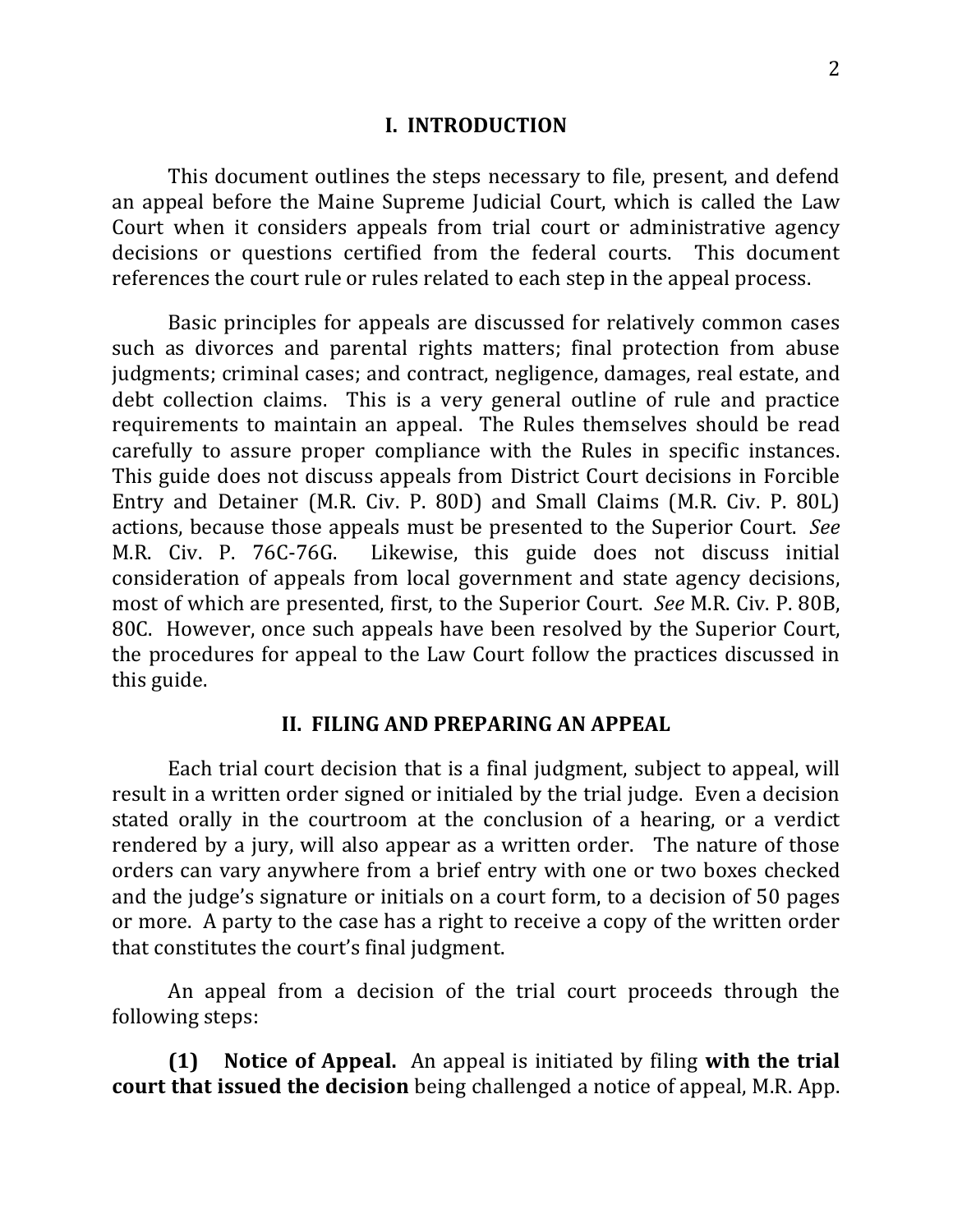## I. INTRODUCTION

This document outlines the steps necessary to file, present, and defend an appeal before the Maine Supreme Judicial Court, which is called the Law Court when it considers appeals from trial court or administrative agency decisions or questions certified from the federal courts. This document references the court rule or rules related to each step in the appeal process.

Basic principles for appeals are discussed for relatively common cases such as divorces and parental rights matters; final protection from abuse judgments; criminal cases; and contract, negligence, damages, real estate, and debt collection claims. This is a very general outline of rule and practice requirements to maintain an appeal. The Rules themselves should be read carefully to assure proper compliance with the Rules in specific instances. This guide does not discuss appeals from District Court decisions in Forcible Entry and Detainer (M.R. Civ. P. 80D) and Small Claims (M.R. Civ. P. 80L) actions, because those appeals must be presented to the Superior Court. *See* M.R. Civ. P. 76C-76G. Likewise, this guide does not discuss initial consideration of appeals from local government and state agency decisions, most of which are presented, first, to the Superior Court. *See* M.R. Civ. P. 80B, 80C. However, once such appeals have been resolved by the Superior Court, the procedures for appeal to the Law Court follow the practices discussed in this guide.

## II. FILING AND PREPARING AN APPEAL

Each trial court decision that is a final judgment, subject to appeal, will result in a written order signed or initialed by the trial judge. Even a decision stated orally in the courtroom at the conclusion of a hearing, or a verdict rendered by a jury, will also appear as a written order. The nature of those orders can vary anywhere from a brief entry with one or two boxes checked and the judge's signature or initials on a court form, to a decision of 50 pages or more. A party to the case has a right to receive a copy of the written order that constitutes the court's final judgment.

An appeal from a decision of the trial court proceeds through the following steps:

**(1) Notice of Appeal.** An appeal is initiated by filing **with the trial court that issued the decision** being challenged a notice of appeal, M.R. App.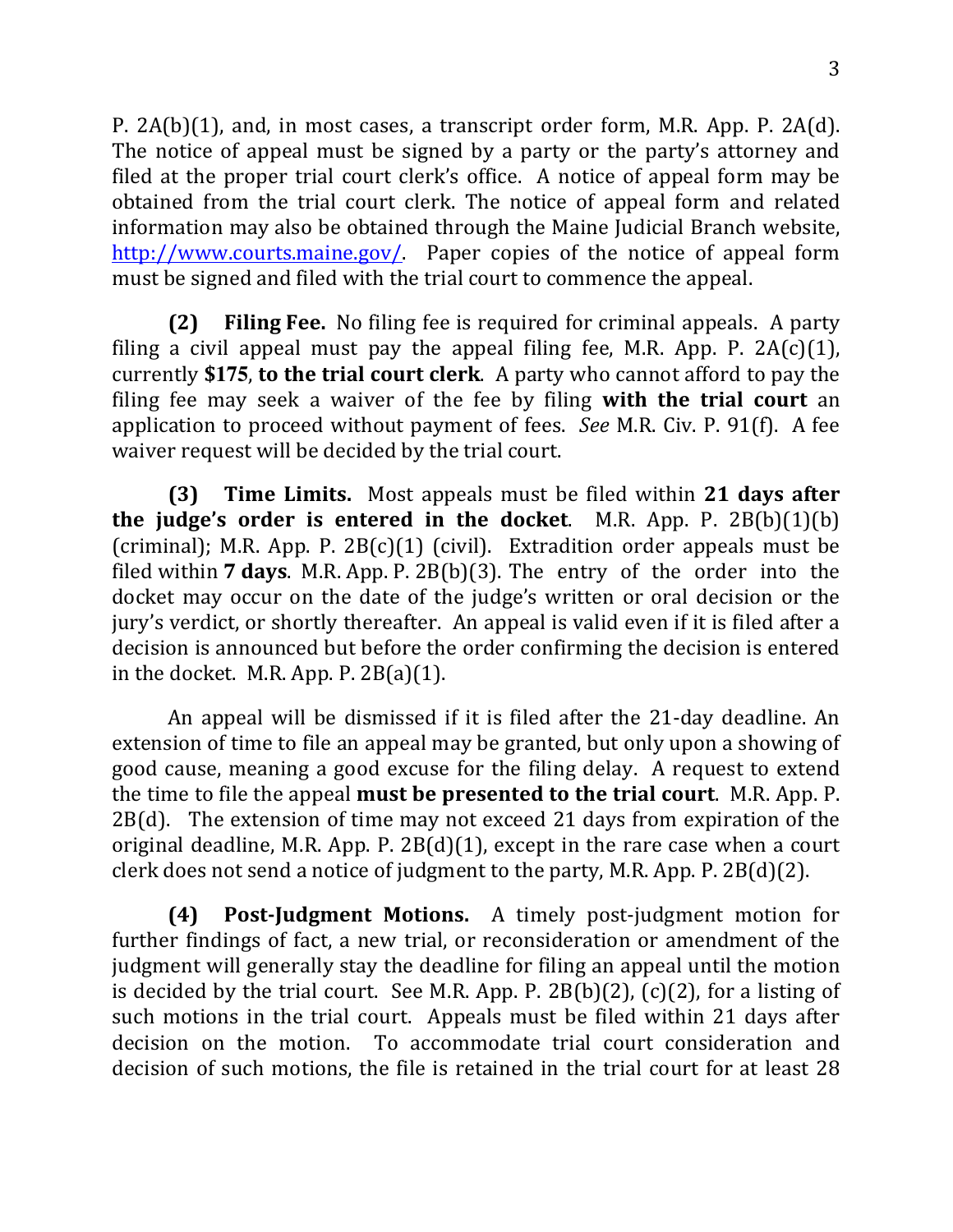P. 2A(b)(1), and, in most cases, a transcript order form, M.R. App. P. 2A(d). The notice of appeal must be signed by a party or the party's attorney and filed at the proper trial court clerk's office. A notice of appeal form may be obtained from the trial court clerk. The notice of appeal form and related information may also be obtained through the Maine Judicial Branch website, http://www.courts.maine.gov/. Paper copies of the notice of appeal form must be signed and filed with the trial court to commence the appeal.

**(2) Filing Fee.** No filing fee is required for criminal appeals. A party filing a civil appeal must pay the appeal filing fee, M.R. App. P. 2A(c)(1), currently **$175**, **to the trial court clerk**. A party who cannot afford to pay the filing fee may seek a waiver of the fee by filing **with the trial court** an application to proceed without payment of fees. *See* M.R. Civ. P. 91(f). A fee waiver request will be decided by the trial court.

**(3) Time Limits.** Most appeals must be filed within **21 days after the judge's order is entered in the docket**. M.R. App. P. 2B(b)(1)(b) (criminal); M.R. App. P. 2B(c)(1) (civil). Extradition order appeals must be filed within **7 days**. M.R. App. P. 2B(b)(3). The entry of the order into the docket may occur on the date of the judge's written or oral decision or the jury's verdict, or shortly thereafter. An appeal is valid even if it is filed after a decision is announced but before the order confirming the decision is entered in the docket. M.R. App. P. 2B(a)(1).

An appeal will be dismissed if it is filed after the 21-day deadline. An extension of time to file an appeal may be granted, but only upon a showing of good cause, meaning a good excuse for the filing delay. A request to extend the time to file the appeal **must be presented to the trial court**. M.R. App. P. 2B(d). The extension of time may not exceed 21 days from expiration of the original deadline, M.R. App. P. 2B(d)(1), except in the rare case when a court clerk does not send a notice of judgment to the party, M.R. App. P. 2B(d)(2).

**(4) Post-Judgment Motions.** A timely post-judgment motion for further findings of fact, a new trial, or reconsideration or amendment of the judgment will generally stay the deadline for filing an appeal until the motion is decided by the trial court. See M.R. App. P. 2B(b)(2), (c)(2), for a listing of such motions in the trial court. Appeals must be filed within 21 days after decision on the motion. To accommodate trial court consideration and decision of such motions, the file is retained in the trial court for at least 28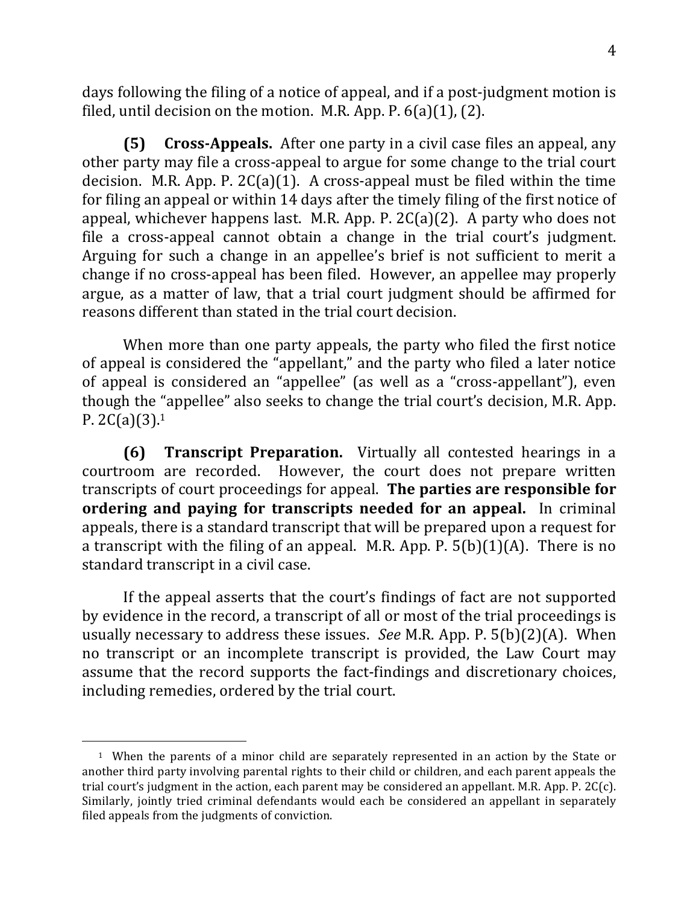days following the filing of a notice of appeal, and if a post-judgment motion is filed, until decision on the motion. M.R. App. P. 6(a)(1), (2).

**(5) Cross-Appeals.** After one party in a civil case files an appeal, any other party may file a cross-appeal to argue for some change to the trial court decision. M.R. App. P. 2C(a)(1). A cross-appeal must be filed within the time for filing an appeal or within 14 days after the timely filing of the first notice of appeal, whichever happens last. M.R. App. P. 2C(a)(2). A party who does not file a cross-appeal cannot obtain a change in the trial court's judgment. Arguing for such a change in an appellee's brief is not sufficient to merit a change if no cross-appeal has been filed. However, an appellee may properly argue, as a matter of law, that a trial court judgment should be affirmed for reasons different than stated in the trial court decision.

When more than one party appeals, the party who filed the first notice of appeal is considered the "appellant," and the party who filed a later notice of appeal is considered an "appellee" (as well as a "cross-appellant"), even though the "appellee" also seeks to change the trial court's decision, M.R. App. P. 2C(a)(3).[1]

**(6) Transcript Preparation.** Virtually all contested hearings in a courtroom are recorded. However, the court does not prepare written transcripts of court proceedings for appeal. **The parties are responsible for ordering and paying for transcripts needed for an appeal.** In criminal appeals, there is a standard transcript that will be prepared upon a request for a transcript with the filing of an appeal. M.R. App. P. 5(b)(1)(A). There is no standard transcript in a civil case.

If the appeal asserts that the court's findings of fact are not supported by evidence in the record, a transcript of all or most of the trial proceedings is usually necessary to address these issues. *See* M.R. App. P. 5(b)(2)(A). When no transcript or an incomplete transcript is provided, the Law Court may assume that the record supports the fact-findings and discretionary choices, including remedies, ordered by the trial court.

[1] When the parents of a minor child are separately represented in an action by the State or another third party involving parental rights to their child or children, and each parent appeals the trial court's judgment in the action, each parent may be considered an appellant. M.R. App. P. 2C(c). Similarly, jointly tried criminal defendants would each be considered an appellant in separately filed appeals from the judgments of conviction.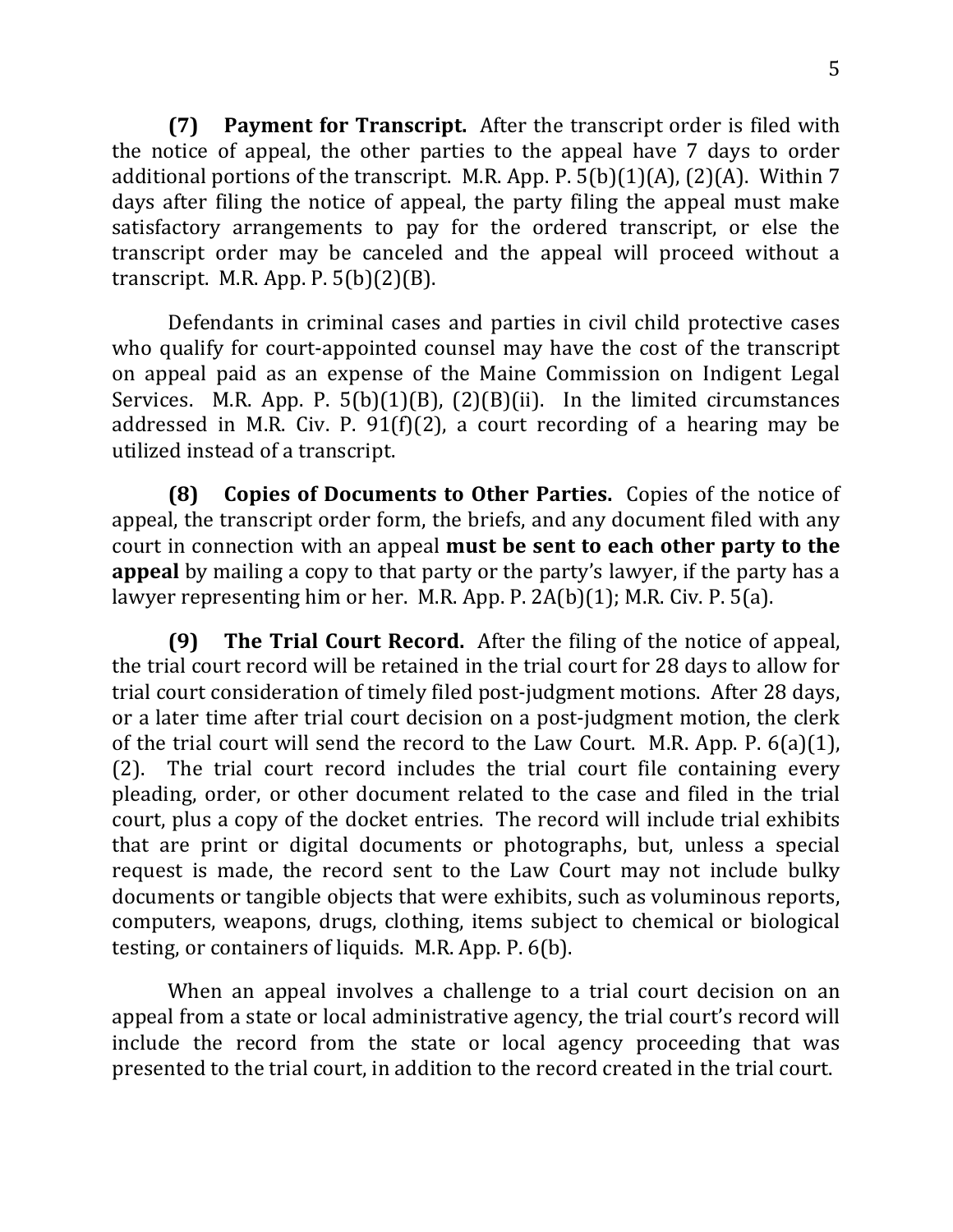**(7) Payment for Transcript.** After the transcript order is filed with the notice of appeal, the other parties to the appeal have 7 days to order additional portions of the transcript. M.R. App. P. 5(b)(1)(A), (2)(A). Within 7 days after filing the notice of appeal, the party filing the appeal must make satisfactory arrangements to pay for the ordered transcript, or else the transcript order may be canceled and the appeal will proceed without a transcript. M.R. App. P. 5(b)(2)(B).

Defendants in criminal cases and parties in civil child protective cases who qualify for court-appointed counsel may have the cost of the transcript on appeal paid as an expense of the Maine Commission on Indigent Legal Services. M.R. App. P. 5(b)(1)(B), (2)(B)(ii). In the limited circumstances addressed in M.R. Civ. P. 91(f)(2), a court recording of a hearing may be utilized instead of a transcript.

**(8) Copies of Documents to Other Parties.** Copies of the notice of appeal, the transcript order form, the briefs, and any document filed with any court in connection with an appeal **must be sent to each other party to the appeal** by mailing a copy to that party or the party's lawyer, if the party has a lawyer representing him or her. M.R. App. P. 2A(b)(1); M.R. Civ. P. 5(a).

**(9) The Trial Court Record.** After the filing of the notice of appeal, the trial court record will be retained in the trial court for 28 days to allow for trial court consideration of timely filed post-judgment motions. After 28 days, or a later time after trial court decision on a post-judgment motion, the clerk of the trial court will send the record to the Law Court. M.R. App. P. 6(a)(1), (2). The trial court record includes the trial court file containing every pleading, order, or other document related to the case and filed in the trial court, plus a copy of the docket entries. The record will include trial exhibits that are print or digital documents or photographs, but, unless a special request is made, the record sent to the Law Court may not include bulky documents or tangible objects that were exhibits, such as voluminous reports, computers, weapons, drugs, clothing, items subject to chemical or biological testing, or containers of liquids. M.R. App. P. 6(b).

When an appeal involves a challenge to a trial court decision on an appeal from a state or local administrative agency, the trial court's record will include the record from the state or local agency proceeding that was presented to the trial court, in addition to the record created in the trial court.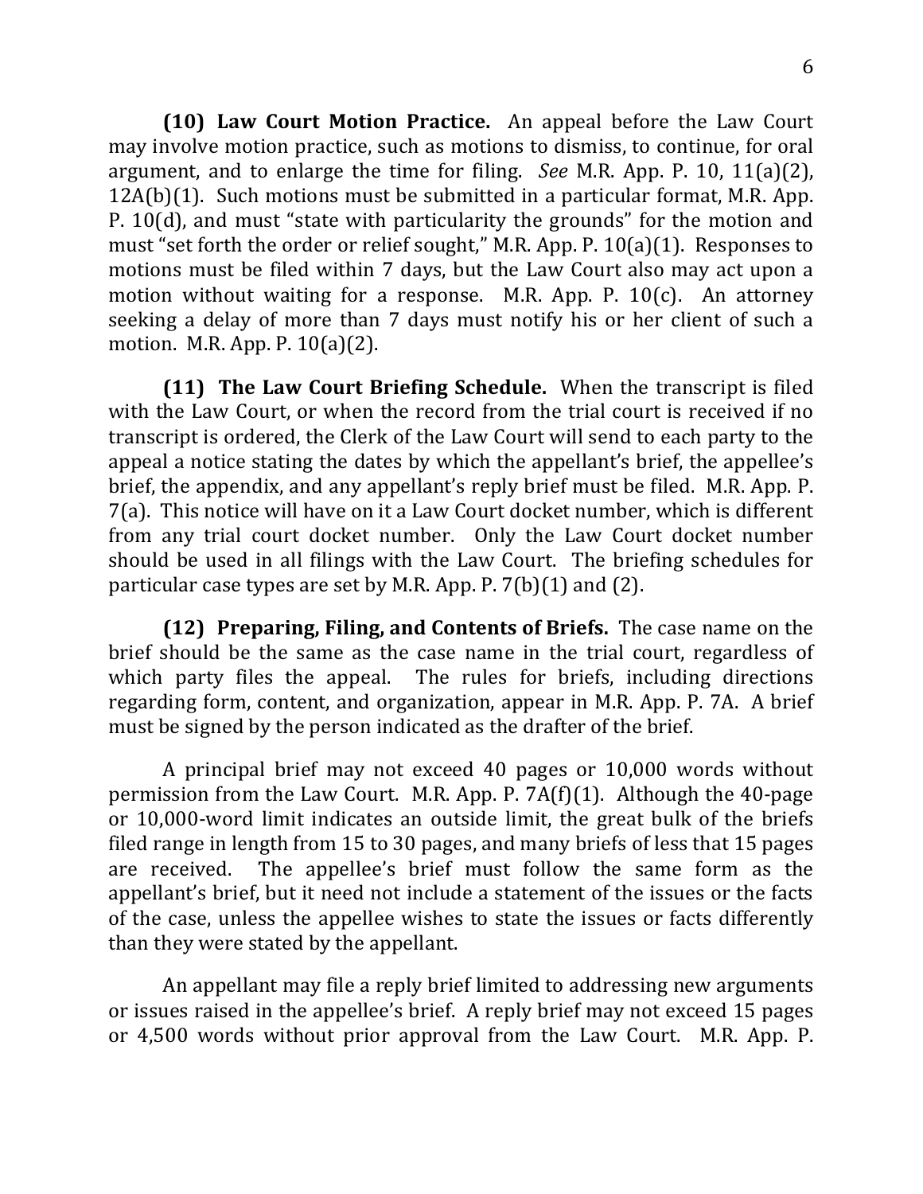**(10) Law Court Motion Practice.** An appeal before the Law Court may involve motion practice, such as motions to dismiss, to continue, for oral argument, and to enlarge the time for filing. *See* M.R. App. P. 10, 11(a)(2), 12A(b)(1). Such motions must be submitted in a particular format, M.R. App. P. 10(d), and must "state with particularity the grounds" for the motion and must "set forth the order or relief sought," M.R. App. P. 10(a)(1). Responses to motions must be filed within 7 days, but the Law Court also may act upon a motion without waiting for a response. M.R. App. P. 10(c). An attorney seeking a delay of more than 7 days must notify his or her client of such a motion. M.R. App. P. 10(a)(2).

**(11) The Law Court Briefing Schedule.** When the transcript is filed with the Law Court, or when the record from the trial court is received if no transcript is ordered, the Clerk of the Law Court will send to each party to the appeal a notice stating the dates by which the appellant's brief, the appellee's brief, the appendix, and any appellant's reply brief must be filed. M.R. App. P. 7(a). This notice will have on it a Law Court docket number, which is different from any trial court docket number. Only the Law Court docket number should be used in all filings with the Law Court. The briefing schedules for particular case types are set by M.R. App. P. 7(b)(1) and (2).

**(12) Preparing, Filing, and Contents of Briefs.** The case name on the brief should be the same as the case name in the trial court, regardless of which party files the appeal. The rules for briefs, including directions regarding form, content, and organization, appear in M.R. App. P. 7A. A brief must be signed by the person indicated as the drafter of the brief.

A principal brief may not exceed 40 pages or 10,000 words without permission from the Law Court. M.R. App. P. 7A(f)(1). Although the 40-page or 10,000-word limit indicates an outside limit, the great bulk of the briefs filed range in length from 15 to 30 pages, and many briefs of less that 15 pages are received. The appellee's brief must follow the same form as the appellant's brief, but it need not include a statement of the issues or the facts of the case, unless the appellee wishes to state the issues or facts differently than they were stated by the appellant.

An appellant may file a reply brief limited to addressing new arguments or issues raised in the appellee's brief. A reply brief may not exceed 15 pages or 4,500 words without prior approval from the Law Court. M.R. App. P.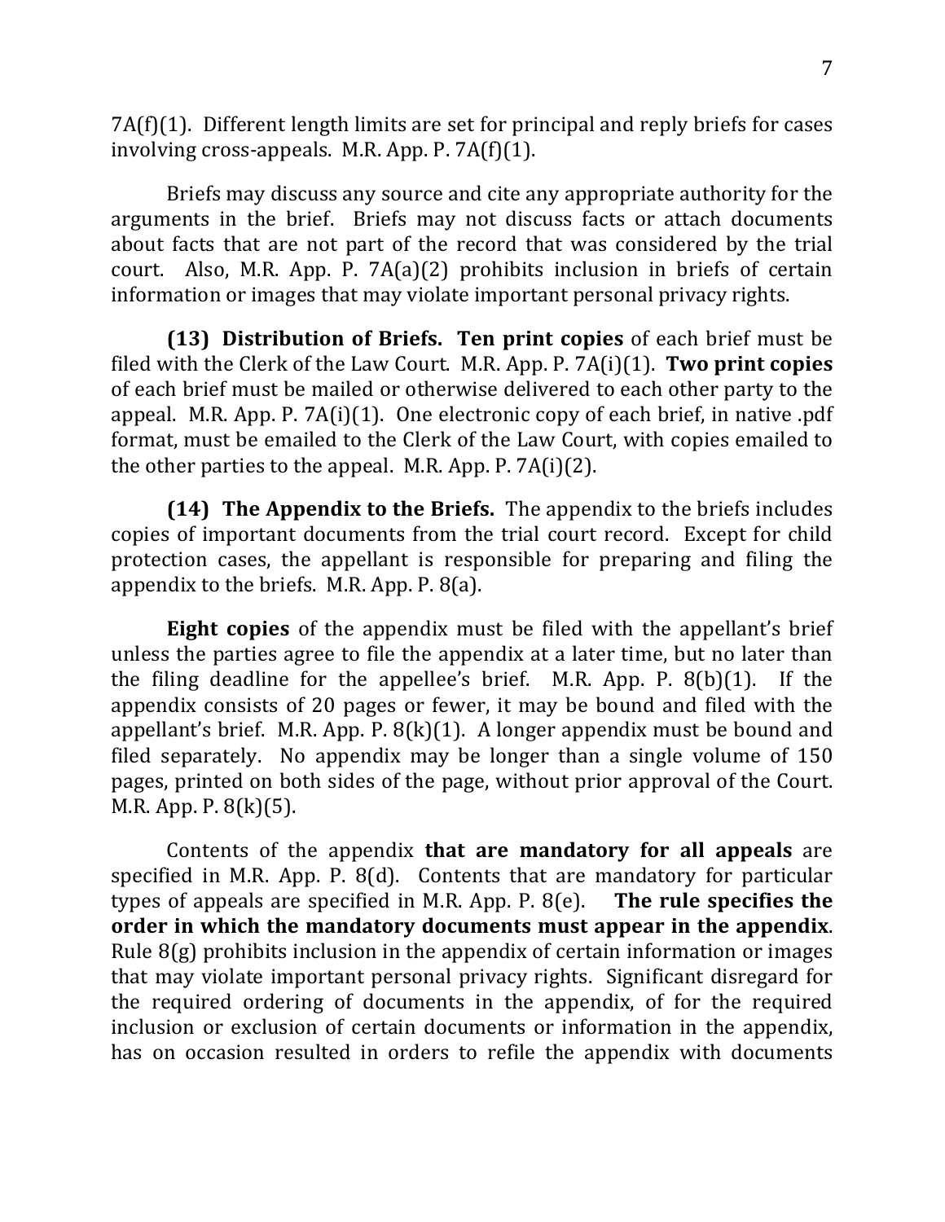7A(f)(1). Different length limits are set for principal and reply briefs for cases involving cross-appeals. M.R. App. P. 7A(f)(1).

Briefs may discuss any source and cite any appropriate authority for the arguments in the brief. Briefs may not discuss facts or attach documents about facts that are not part of the record that was considered by the trial court. Also, M.R. App. P. 7A(a)(2) prohibits inclusion in briefs of certain information or images that may violate important personal privacy rights.

**(13) Distribution of Briefs.** **Ten print copies** of each brief must be filed with the Clerk of the Law Court. M.R. App. P. 7A(i)(1). **Two print copies** of each brief must be mailed or otherwise delivered to each other party to the appeal. M.R. App. P. 7A(i)(1). One electronic copy of each brief, in native .pdf format, must be emailed to the Clerk of the Law Court, with copies emailed to the other parties to the appeal. M.R. App. P. 7A(i)(2).

**(14) The Appendix to the Briefs.** The appendix to the briefs includes copies of important documents from the trial court record. Except for child protection cases, the appellant is responsible for preparing and filing the appendix to the briefs. M.R. App. P. 8(a).

**Eight copies** of the appendix must be filed with the appellant's brief unless the parties agree to file the appendix at a later time, but no later than the filing deadline for the appellee's brief. M.R. App. P. 8(b)(1). If the appendix consists of 20 pages or fewer, it may be bound and filed with the appellant's brief. M.R. App. P. 8(k)(1). A longer appendix must be bound and filed separately. No appendix may be longer than a single volume of 150 pages, printed on both sides of the page, without prior approval of the Court. M.R. App. P. 8(k)(5).

Contents of the appendix **that are mandatory for all appeals** are specified in M.R. App. P. 8(d). Contents that are mandatory for particular types of appeals are specified in M.R. App. P. 8(e). **The rule specifies the order in which the mandatory documents must appear in the appendix**. Rule 8(g) prohibits inclusion in the appendix of certain information or images that may violate important personal privacy rights. Significant disregard for the required ordering of documents in the appendix, of for the required inclusion or exclusion of certain documents or information in the appendix, has on occasion resulted in orders to refile the appendix with documents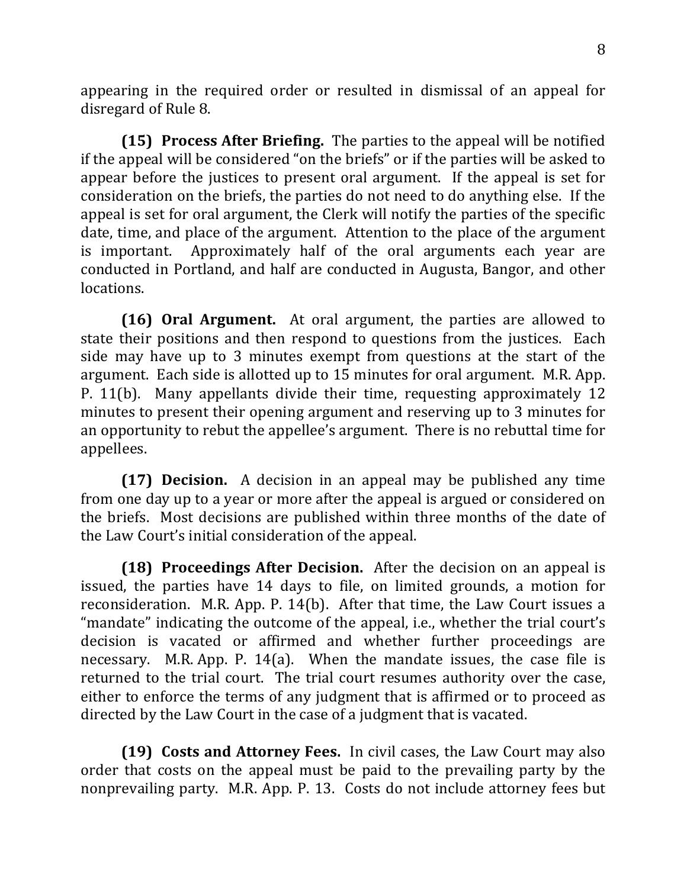appearing in the required order or resulted in dismissal of an appeal for disregard of Rule 8.

**(15) Process After Briefing.** The parties to the appeal will be notified if the appeal will be considered "on the briefs" or if the parties will be asked to appear before the justices to present oral argument. If the appeal is set for consideration on the briefs, the parties do not need to do anything else. If the appeal is set for oral argument, the Clerk will notify the parties of the specific date, time, and place of the argument. Attention to the place of the argument is important. Approximately half of the oral arguments each year are conducted in Portland, and half are conducted in Augusta, Bangor, and other locations.

**(16) Oral Argument.** At oral argument, the parties are allowed to state their positions and then respond to questions from the justices. Each side may have up to 3 minutes exempt from questions at the start of the argument. Each side is allotted up to 15 minutes for oral argument. M.R. App. P. 11(b). Many appellants divide their time, requesting approximately 12 minutes to present their opening argument and reserving up to 3 minutes for an opportunity to rebut the appellee's argument. There is no rebuttal time for appellees.

**(17) Decision.** A decision in an appeal may be published any time from one day up to a year or more after the appeal is argued or considered on the briefs. Most decisions are published within three months of the date of the Law Court's initial consideration of the appeal.

**(18) Proceedings After Decision.** After the decision on an appeal is issued, the parties have 14 days to file, on limited grounds, a motion for reconsideration. M.R. App. P. 14(b). After that time, the Law Court issues a "mandate" indicating the outcome of the appeal, i.e., whether the trial court's decision is vacated or affirmed and whether further proceedings are necessary. M.R. App. P. 14(a). When the mandate issues, the case file is returned to the trial court. The trial court resumes authority over the case, either to enforce the terms of any judgment that is affirmed or to proceed as directed by the Law Court in the case of a judgment that is vacated.

**(19) Costs and Attorney Fees.** In civil cases, the Law Court may also order that costs on the appeal must be paid to the prevailing party by the nonprevailing party. M.R. App. P. 13. Costs do not include attorney fees but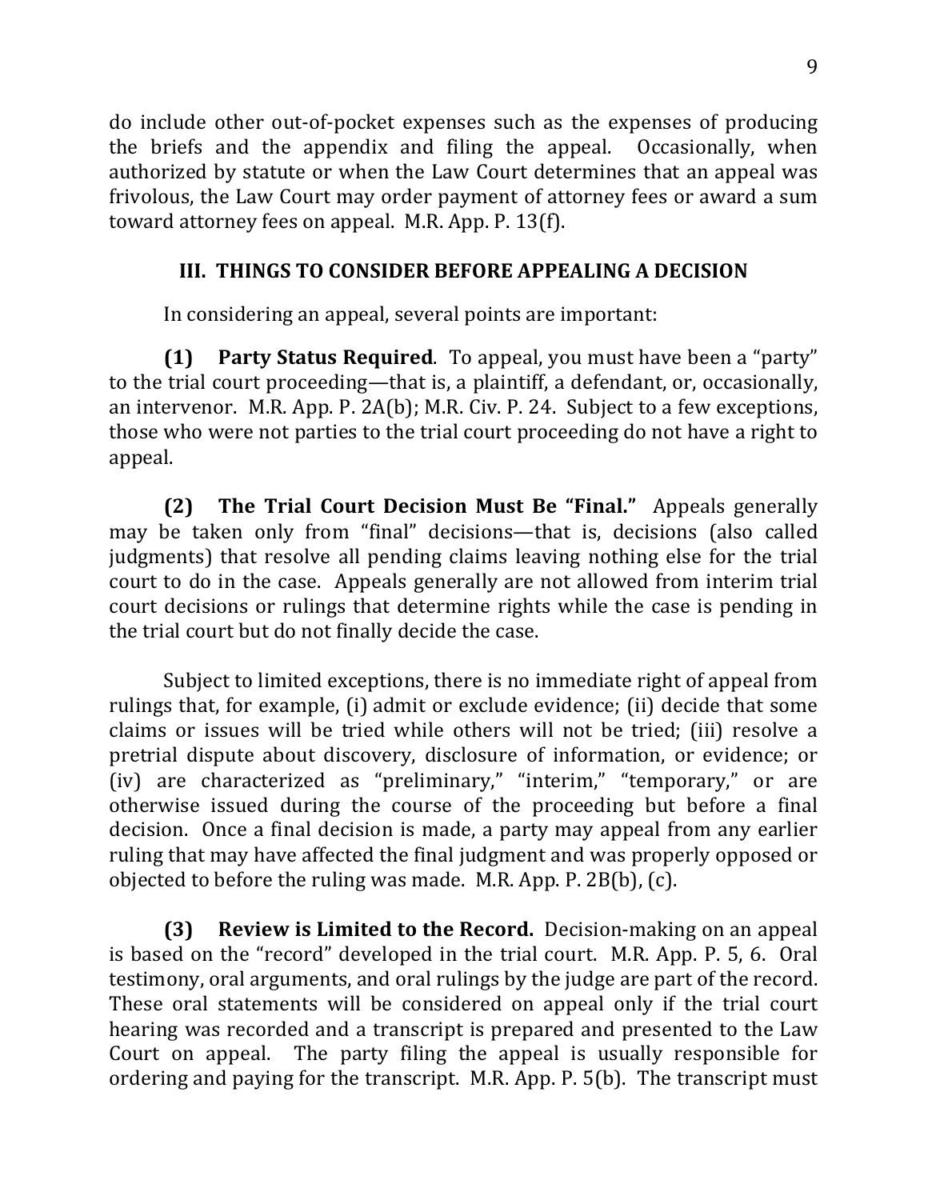do include other out-of-pocket expenses such as the expenses of producing the briefs and the appendix and filing the appeal. Occasionally, when authorized by statute or when the Law Court determines that an appeal was frivolous, the Law Court may order payment of attorney fees or award a sum toward attorney fees on appeal. M.R. App. P. 13(f).

## III. THINGS TO CONSIDER BEFORE APPEALING A DECISION

In considering an appeal, several points are important:

**(1) Party Status Required**. To appeal, you must have been a "party" to the trial court proceeding—that is, a plaintiff, a defendant, or, occasionally, an intervenor. M.R. App. P. 2A(b); M.R. Civ. P. 24. Subject to a few exceptions, those who were not parties to the trial court proceeding do not have a right to appeal.

**(2) The Trial Court Decision Must Be "Final."** Appeals generally may be taken only from "final" decisions—that is, decisions (also called judgments) that resolve all pending claims leaving nothing else for the trial court to do in the case. Appeals generally are not allowed from interim trial court decisions or rulings that determine rights while the case is pending in the trial court but do not finally decide the case.

Subject to limited exceptions, there is no immediate right of appeal from rulings that, for example, (i) admit or exclude evidence; (ii) decide that some claims or issues will be tried while others will not be tried; (iii) resolve a pretrial dispute about discovery, disclosure of information, or evidence; or (iv) are characterized as "preliminary," "interim," "temporary," or are otherwise issued during the course of the proceeding but before a final decision. Once a final decision is made, a party may appeal from any earlier ruling that may have affected the final judgment and was properly opposed or objected to before the ruling was made. M.R. App. P. 2B(b), (c).

**(3) Review is Limited to the Record.** Decision-making on an appeal is based on the "record" developed in the trial court. M.R. App. P. 5, 6. Oral testimony, oral arguments, and oral rulings by the judge are part of the record. These oral statements will be considered on appeal only if the trial court hearing was recorded and a transcript is prepared and presented to the Law Court on appeal. The party filing the appeal is usually responsible for ordering and paying for the transcript. M.R. App. P. 5(b). The transcript must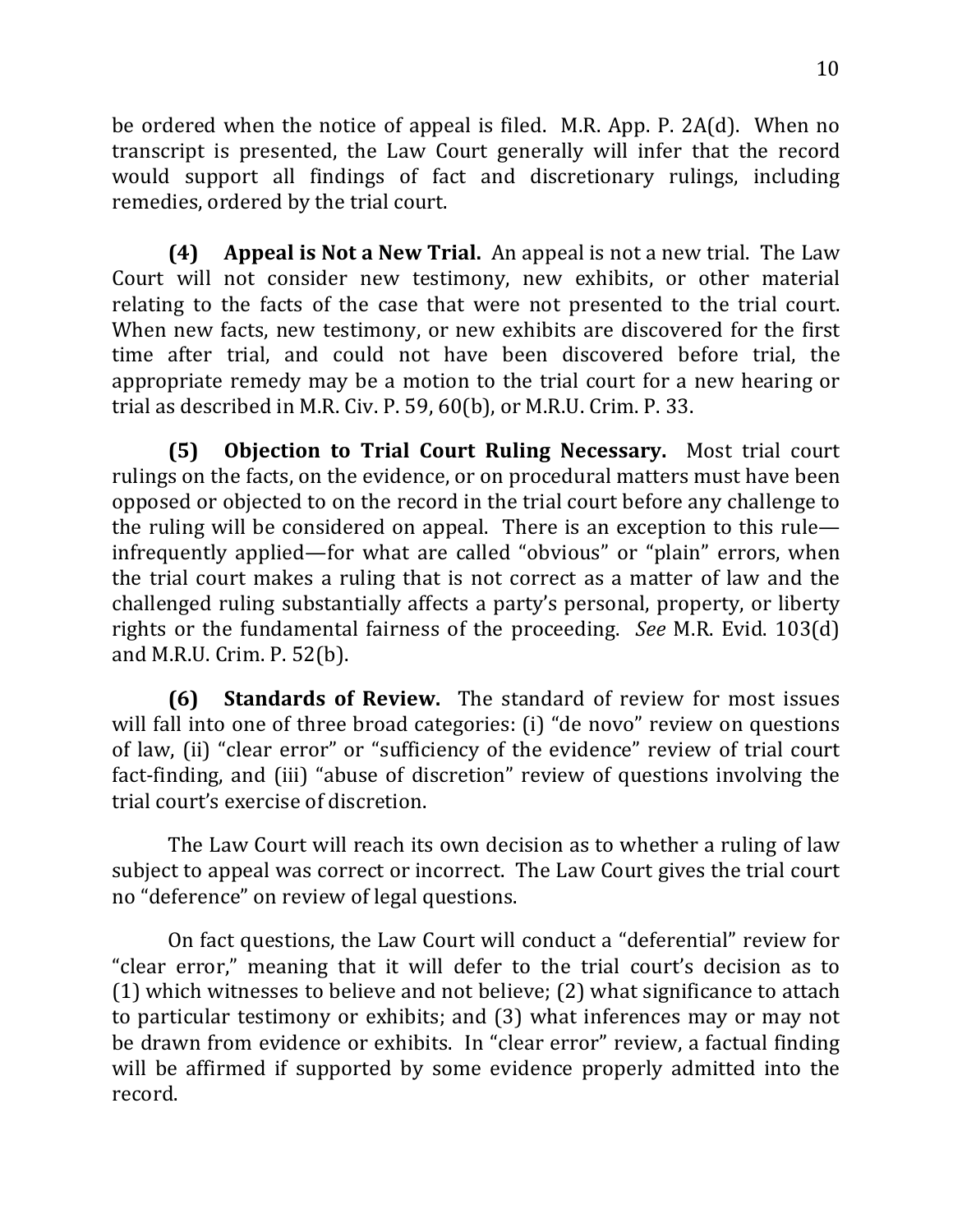be ordered when the notice of appeal is filed. M.R. App. P. 2A(d). When no transcript is presented, the Law Court generally will infer that the record would support all findings of fact and discretionary rulings, including remedies, ordered by the trial court.

**(4) Appeal is Not a New Trial.** An appeal is not a new trial. The Law Court will not consider new testimony, new exhibits, or other material relating to the facts of the case that were not presented to the trial court. When new facts, new testimony, or new exhibits are discovered for the first time after trial, and could not have been discovered before trial, the appropriate remedy may be a motion to the trial court for a new hearing or trial as described in M.R. Civ. P. 59, 60(b), or M.R.U. Crim. P. 33.

**(5) Objection to Trial Court Ruling Necessary.** Most trial court rulings on the facts, on the evidence, or on procedural matters must have been opposed or objected to on the record in the trial court before any challenge to the ruling will be considered on appeal. There is an exception to this rule—infrequently applied—for what are called "obvious" or "plain" errors, when the trial court makes a ruling that is not correct as a matter of law and the challenged ruling substantially affects a party's personal, property, or liberty rights or the fundamental fairness of the proceeding. *See* M.R. Evid. 103(d) and M.R.U. Crim. P. 52(b).

**(6) Standards of Review.** The standard of review for most issues will fall into one of three broad categories: (i) "de novo" review on questions of law, (ii) "clear error" or "sufficiency of the evidence" review of trial court fact-finding, and (iii) "abuse of discretion" review of questions involving the trial court's exercise of discretion.

The Law Court will reach its own decision as to whether a ruling of law subject to appeal was correct or incorrect. The Law Court gives the trial court no "deference" on review of legal questions.

On fact questions, the Law Court will conduct a "deferential" review for "clear error," meaning that it will defer to the trial court's decision as to (1) which witnesses to believe and not believe; (2) what significance to attach to particular testimony or exhibits; and (3) what inferences may or may not be drawn from evidence or exhibits. In "clear error" review, a factual finding will be affirmed if supported by some evidence properly admitted into the record.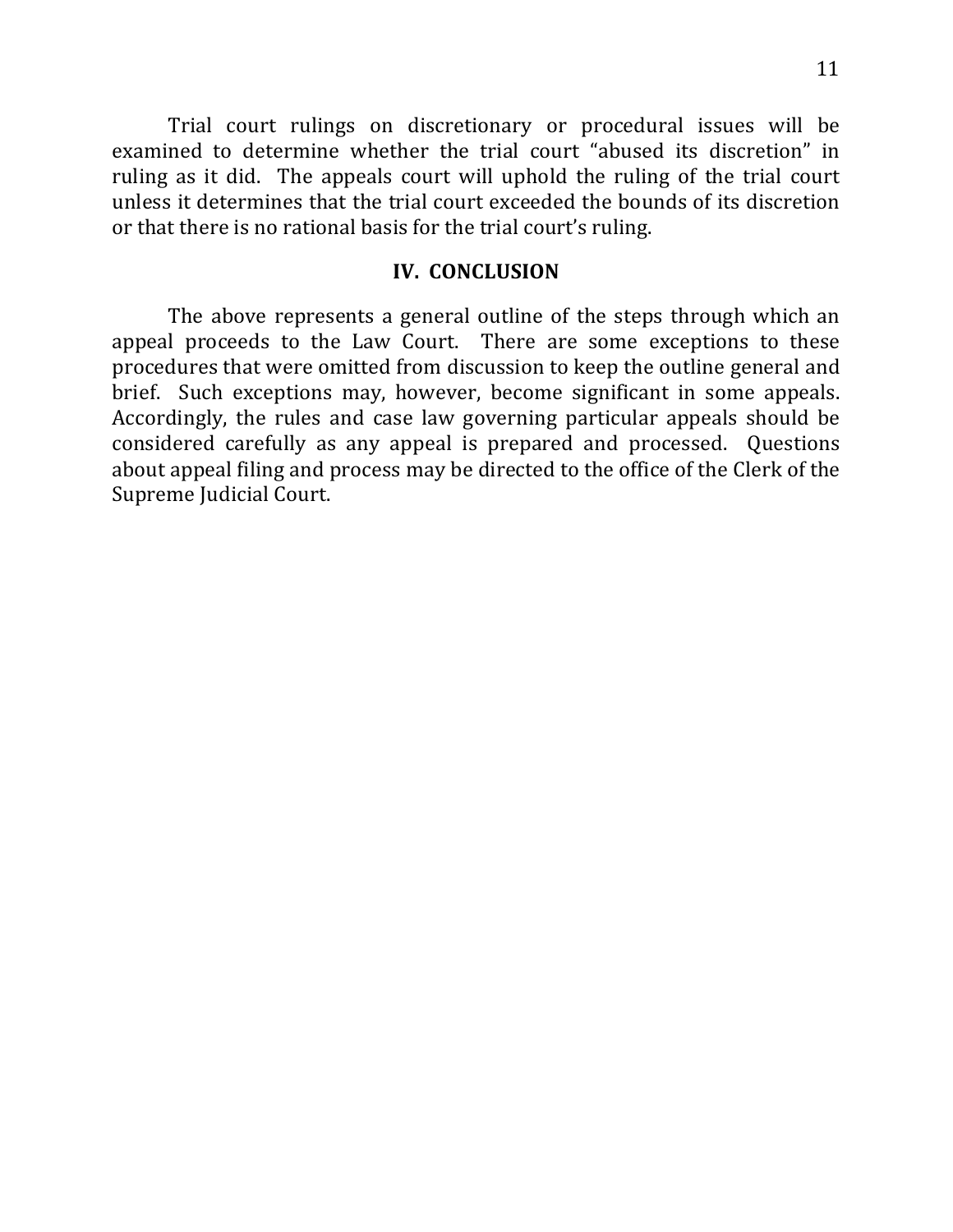Trial court rulings on discretionary or procedural issues will be examined to determine whether the trial court "abused its discretion" in ruling as it did. The appeals court will uphold the ruling of the trial court unless it determines that the trial court exceeded the bounds of its discretion or that there is no rational basis for the trial court's ruling.

## IV. CONCLUSION

The above represents a general outline of the steps through which an appeal proceeds to the Law Court. There are some exceptions to these procedures that were omitted from discussion to keep the outline general and brief. Such exceptions may, however, become significant in some appeals. Accordingly, the rules and case law governing particular appeals should be considered carefully as any appeal is prepared and processed. Questions about appeal filing and process may be directed to the office of the Clerk of the Supreme Judicial Court.